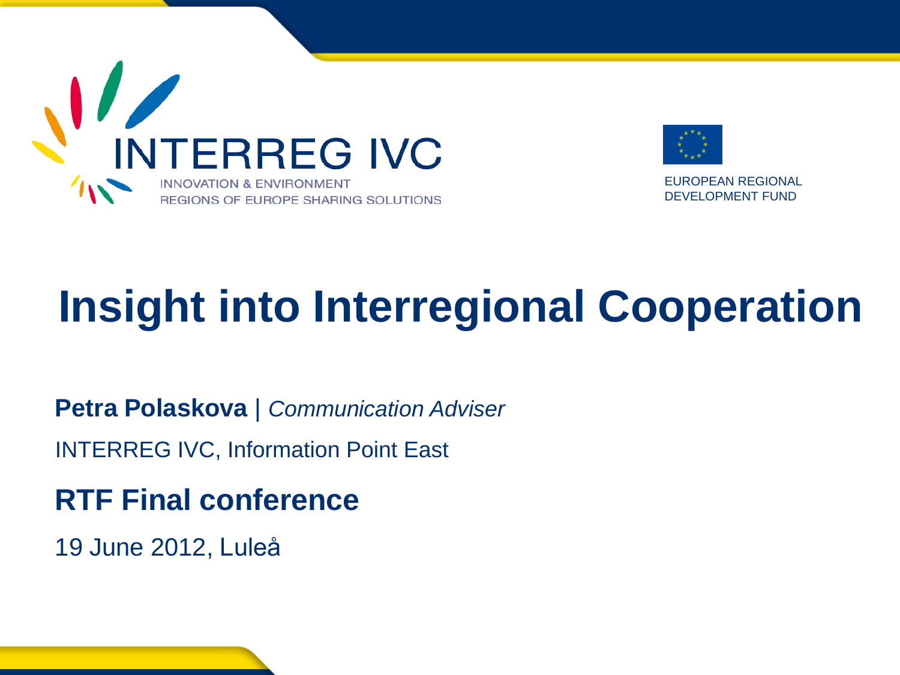INTERREG IVC

INNOVATION & ENVIRONMENT
REGIONS OF EUROPE SHARING SOLUTIONS

EUROPEAN REGIONAL
DEVELOPMENT FUND

# Insight into Interregional Cooperation

**Petra Polaskova** | *Communication Adviser*

INTERREG IVC, Information Point East

## RTF Final conference

19 June 2012, Luleå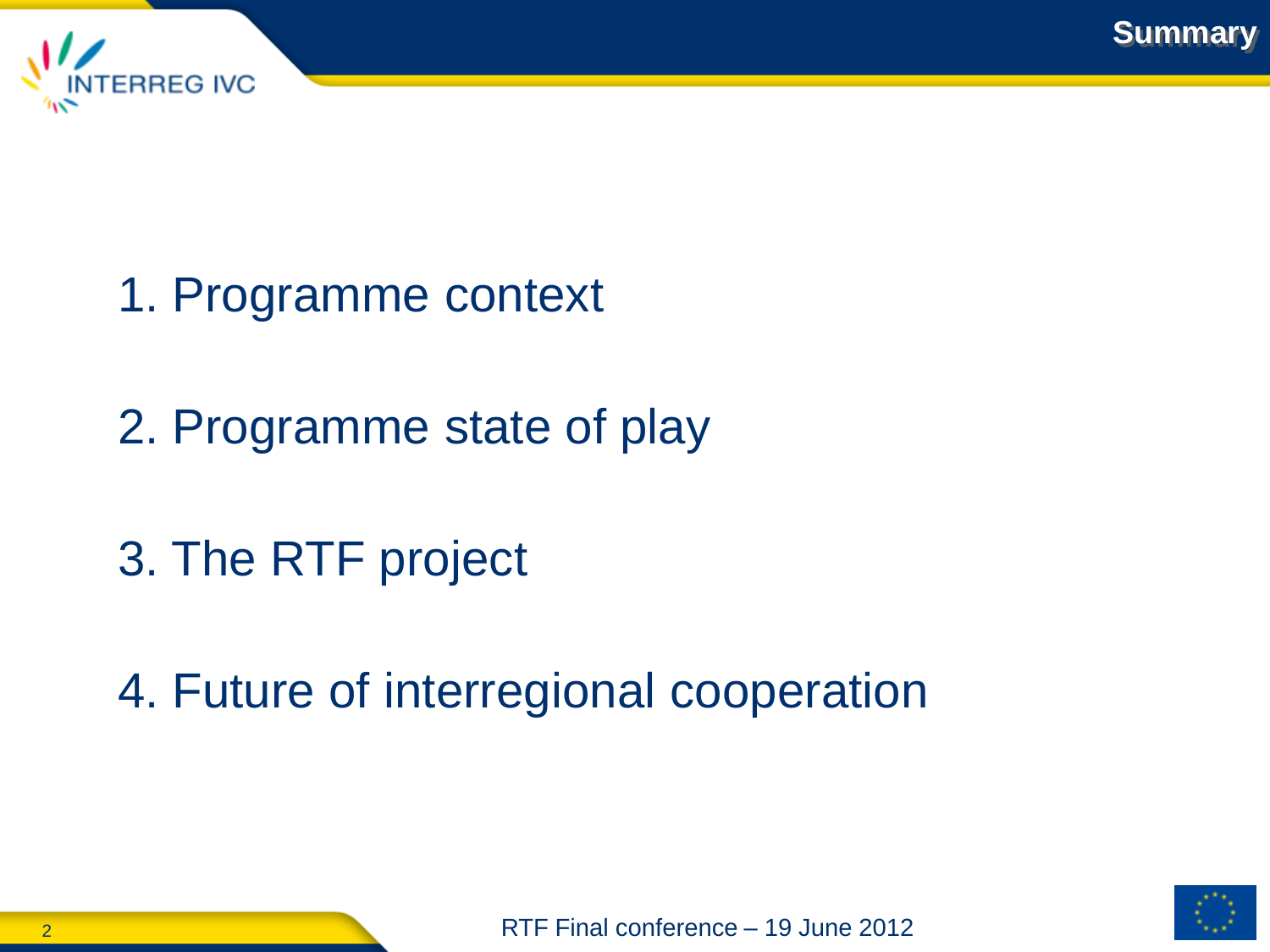# Summary

1. Programme context

2. Programme state of play

3. The RTF project

4. Future of interregional cooperation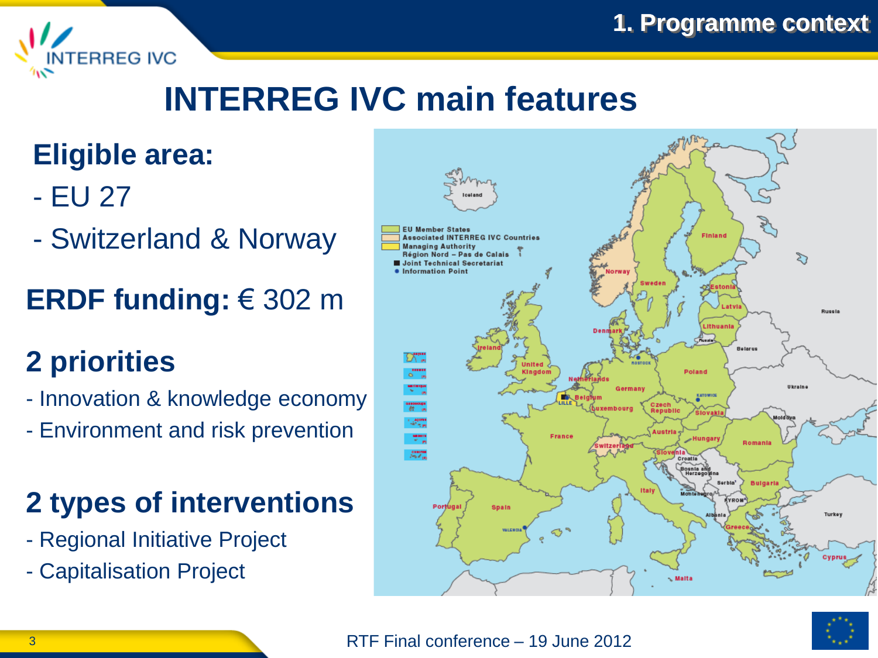# INTERREG IVC main features

## Eligible area:

- EU 27
- Switzerland & Norway

## ERDF funding: € 302 m

## 2 priorities

- Innovation & knowledge economy
- Environment and risk prevention

## 2 types of interventions

- Regional Initiative Project
- Capitalisation Project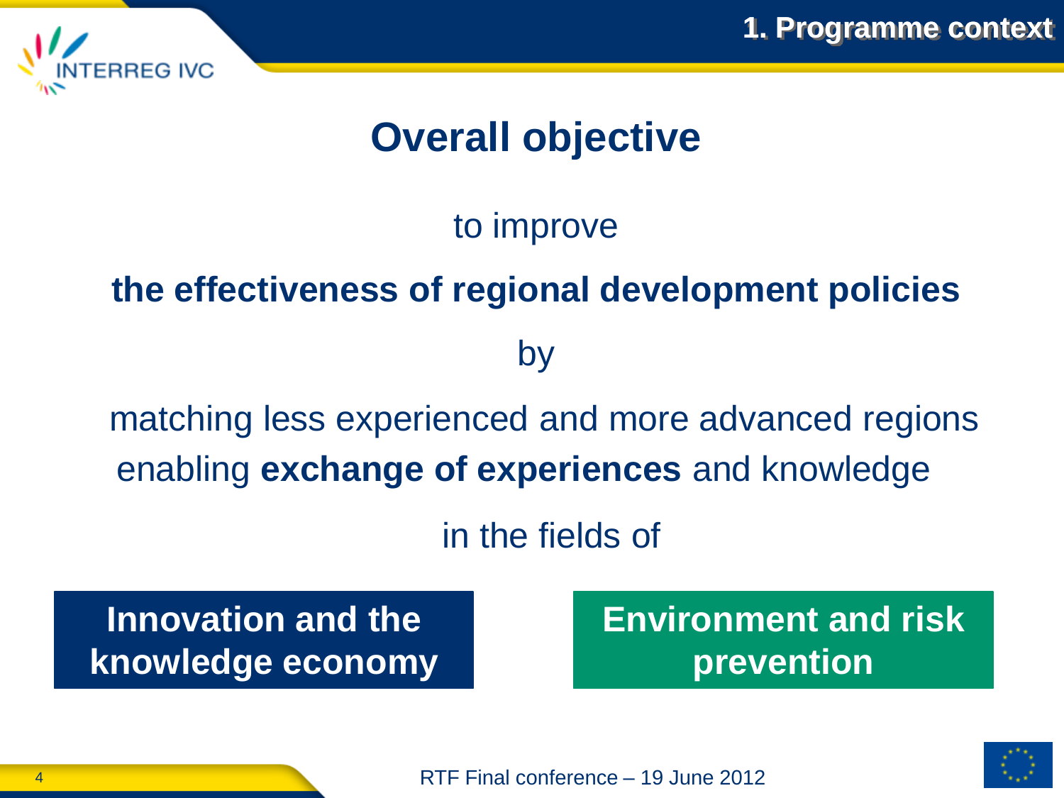# Overall objective

to improve

**the effectiveness of regional development policies**

by

matching less experienced and more advanced regions enabling **exchange of experiences** and knowledge

in the fields of

**Innovation and the knowledge economy**

**Environment and risk prevention**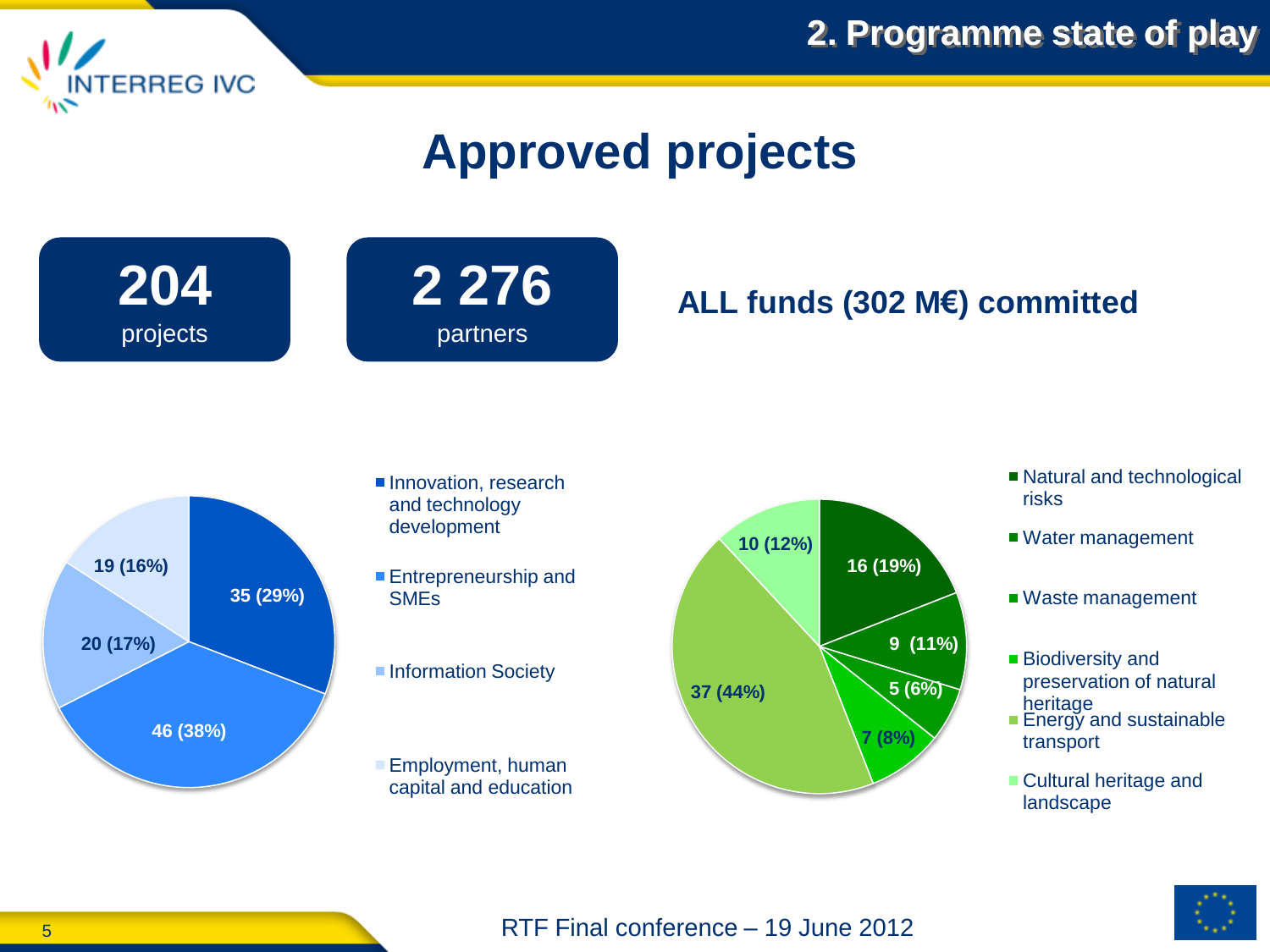# Approved projects

**204** projects

**2 276** partners

**ALL funds (302 M€) committed**

| Priority | Projects |
| --- | --- |
| Innovation, research and technology development | 35 (29%) |
| Entrepreneurship and SMEs | 46 (38%) |
| Information Society | 20 (17%) |
| Employment, human capital and education | 19 (16%) |

| Priority | Projects |
| --- | --- |
| Natural and technological risks | 16 (19%) |
| Water management | 9 (11%) |
| Waste management | 5 (6%) |
| Biodiversity and preservation of natural heritage | 7 (8%) |
| Energy and sustainable transport | 37 (44%) |
| Cultural heritage and landscape | 10 (12%) |

RTF Final conference – 19 June 2012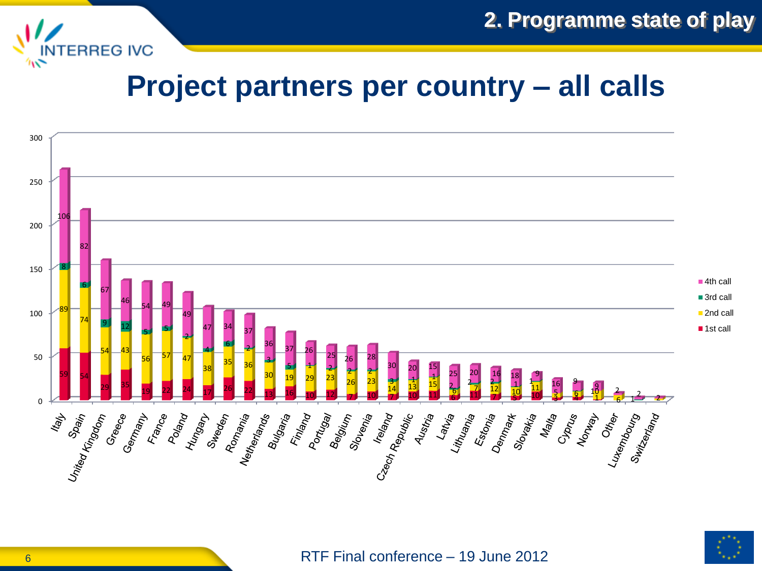# Project partners per country – all calls

| Country | 1st call | 2nd call | 3rd call | 4th call |
|---|---|---|---|---|
| Italy | 59 | 89 | 8 | 106 |
| Spain | 54 | 74 | 6 | 82 |
| United Kingdom | 29 | 54 | 9 | 67 |
| Greece | 35 | 43 | 12 | 46 |
| Germany | 19 | 56 | 5 | 54 |
| France | 22 | 57 | 5 | 49 |
| Poland | 24 | 47 | 2 | 49 |
| Hungary | 17 | 38 | 4 | 47 |
| Sweden | 26 | 35 | 6 | 34 |
| Romania | 22 | 36 | 2 | 37 |
| Netherlands | 13 | 30 | 3 | 36 |
| Bulgaria | 16 | 19 | 5 | 37 |
| Finland | 10 | 29 | 1 | 26 |
| Portugal | 12 | 23 | 2 | 25 |
| Belgium | 7 | 26 | 2 | 26 |
| Slovenia | 10 | 23 | 2 | 28 |
| Ireland | 7 | 14 | 3 | 30 |
| Czech Republic | 10 | 13 | 1 | 20 |
| Austria | 11 | 15 | 1 | 15 |
| Latvia | 6 | 6 | 2 | 25 |
| Lithuania | 11 | 7 | 2 | 20 |
| Estonia | 7 | 12 | 2 | 16 |
| Denmark | 5 | 10 | 1 | 18 |
| Slovakia | 10 | 11 | 1 | 9 |
| Malta | 3 | 5 | | 16 |
| Cyprus | 4 | 6 | | 9 |
| Norway | 1 | 10 | | 9 |
| Other | | 6 | | 2 |
| Luxembourg | | | 1 | 2 |
| Switzerland | | 2 | | |

RTF Final conference – 19 June 2012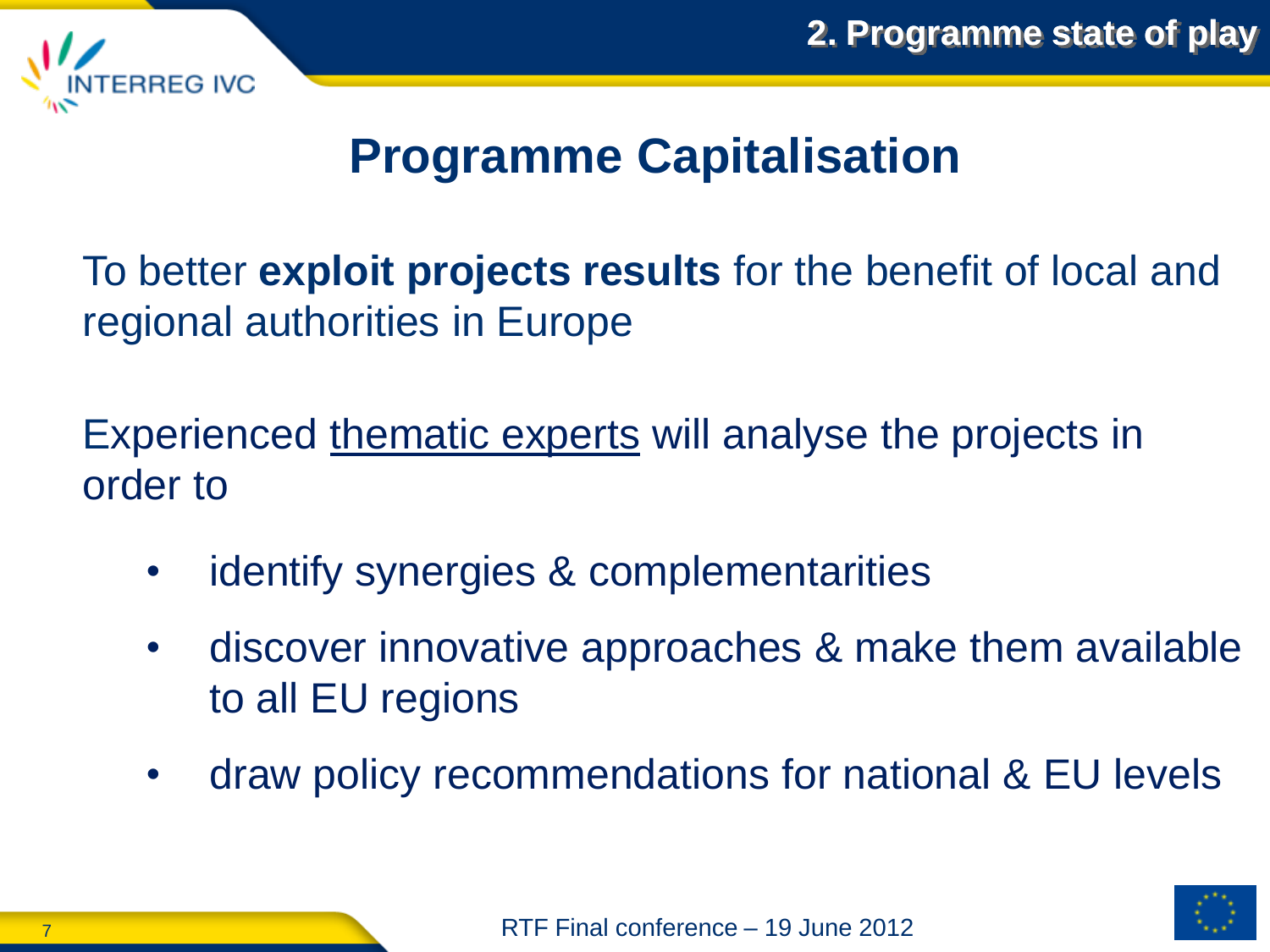# Programme Capitalisation

To better **exploit projects results** for the benefit of local and regional authorities in Europe

Experienced <u>thematic experts</u> will analyse the projects in order to

- identify synergies & complementarities
- discover innovative approaches & make them available to all EU regions
- draw policy recommendations for national & EU levels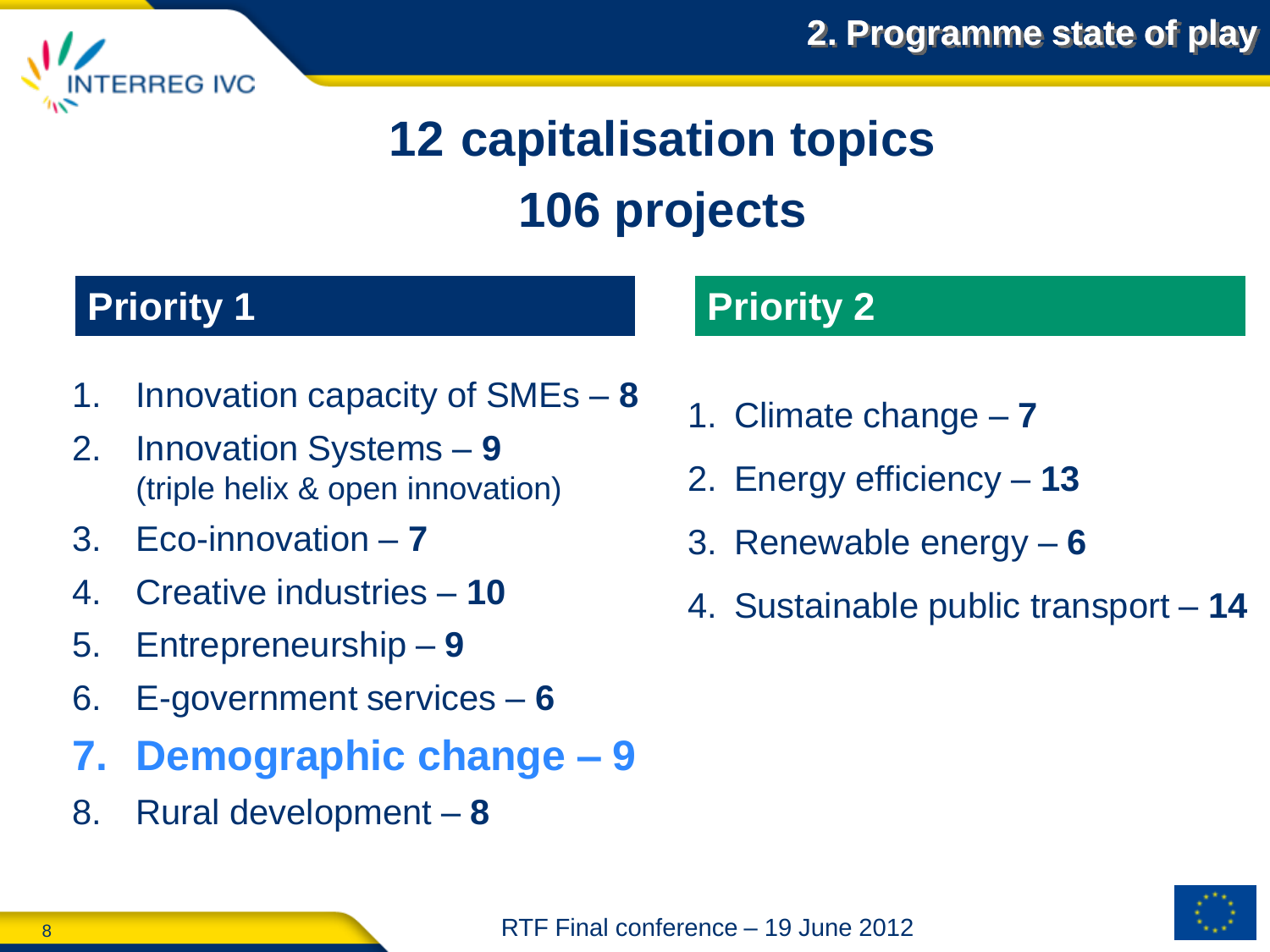## 2. Programme state of play

# 12 capitalisation topics
# 106 projects

## Priority 1

1. Innovation capacity of SMEs – **8**
2. Innovation Systems – **9**
   (triple helix & open innovation)
3. Eco-innovation – **7**
4. Creative industries – **10**
5. Entrepreneurship – **9**
6. E-government services – **6**
7. **Demographic change – 9**
8. Rural development – **8**

## Priority 2

1. Climate change – **7**
2. Energy efficiency – **13**
3. Renewable energy – **6**
4. Sustainable public transport – **14**

RTF Final conference – 19 June 2012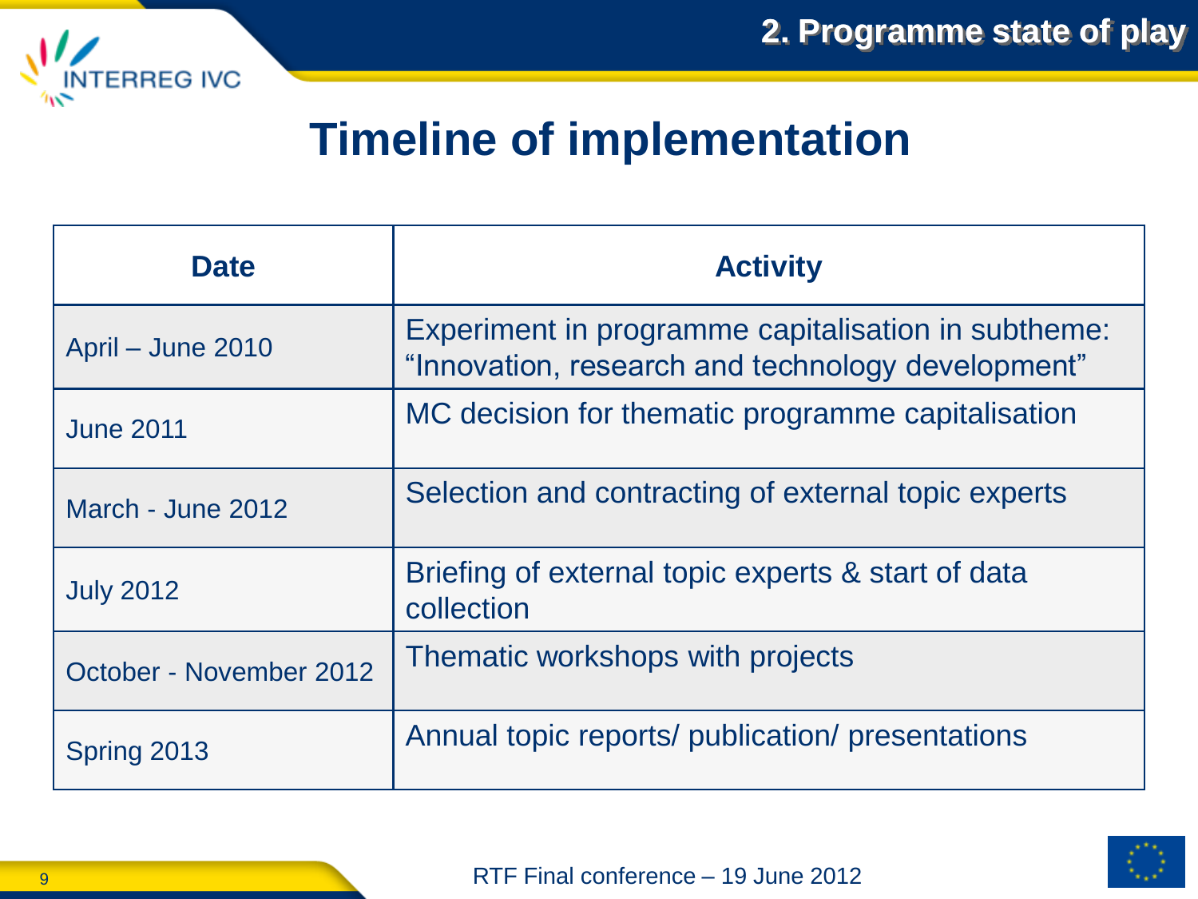# Timeline of implementation

| Date | Activity |
|---|---|
| April – June 2010 | Experiment in programme capitalisation in subtheme: “Innovation, research and technology development” |
| June 2011 | MC decision for thematic programme capitalisation |
| March - June 2012 | Selection and contracting of external topic experts |
| July 2012 | Briefing of external topic experts & start of data collection |
| October - November 2012 | Thematic workshops with projects |
| Spring 2013 | Annual topic reports/ publication/ presentations |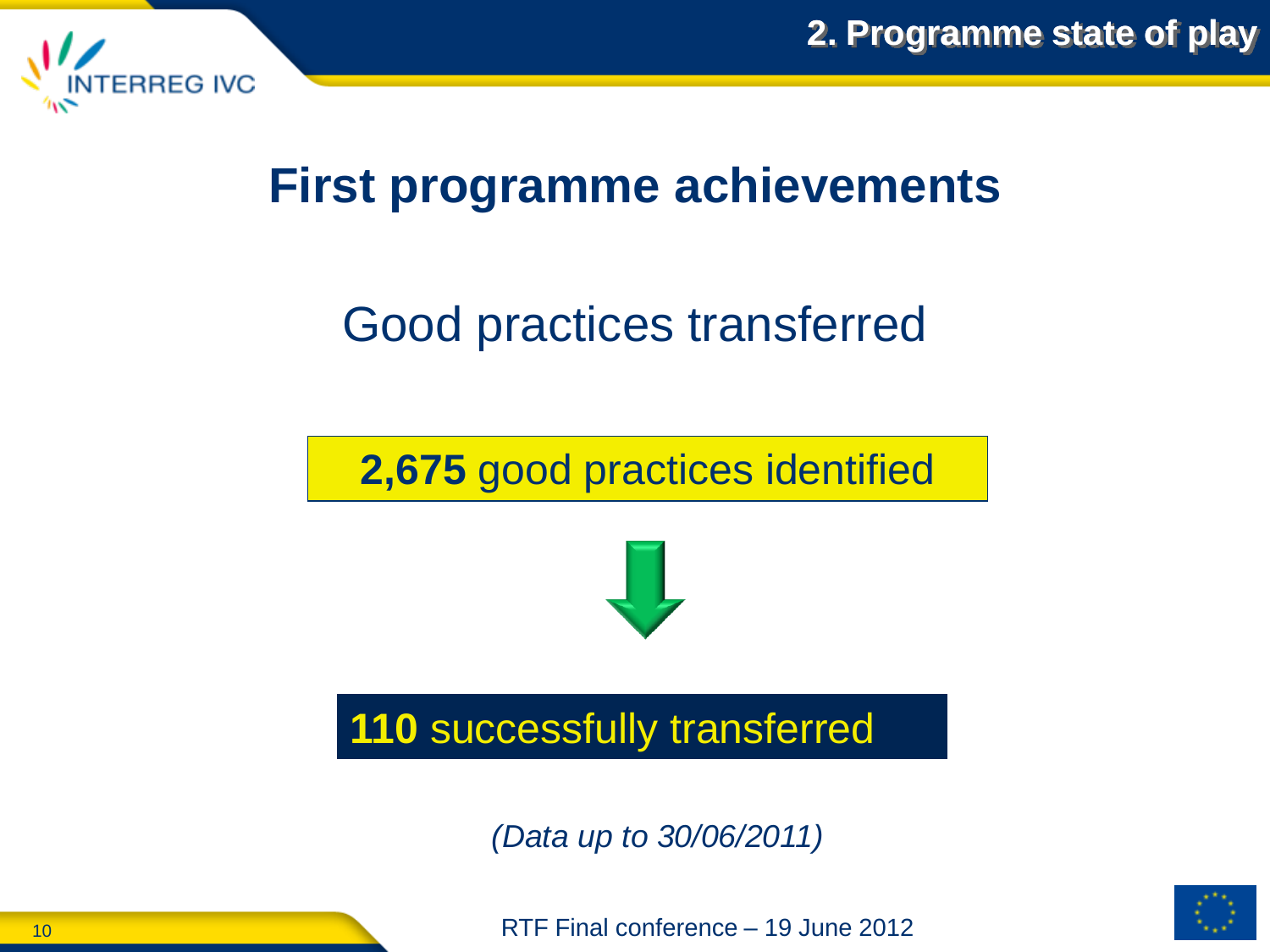# First programme achievements

## Good practices transferred

**2,675** good practices identified

**110** successfully transferred

*(Data up to 30/06/2011)*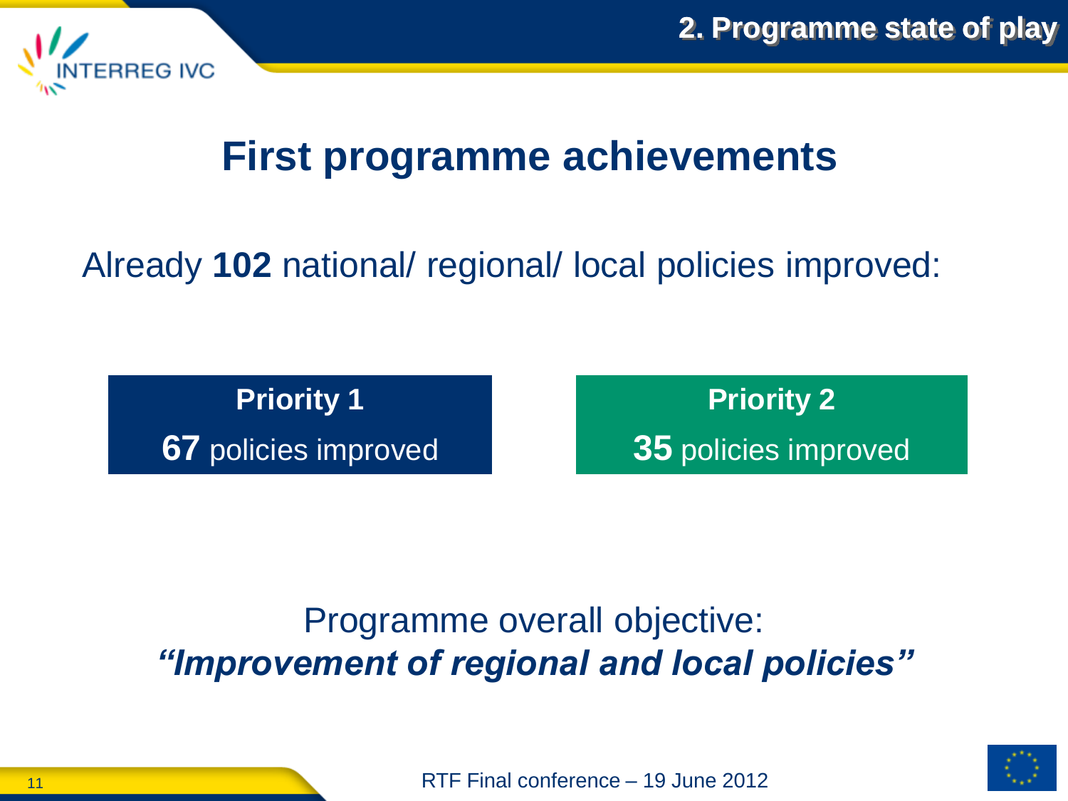# First programme achievements

Already **102** national/ regional/ local policies improved:

**Priority 1**
**67** policies improved

**Priority 2**
**35** policies improved

Programme overall objective:
***"Improvement of regional and local policies"***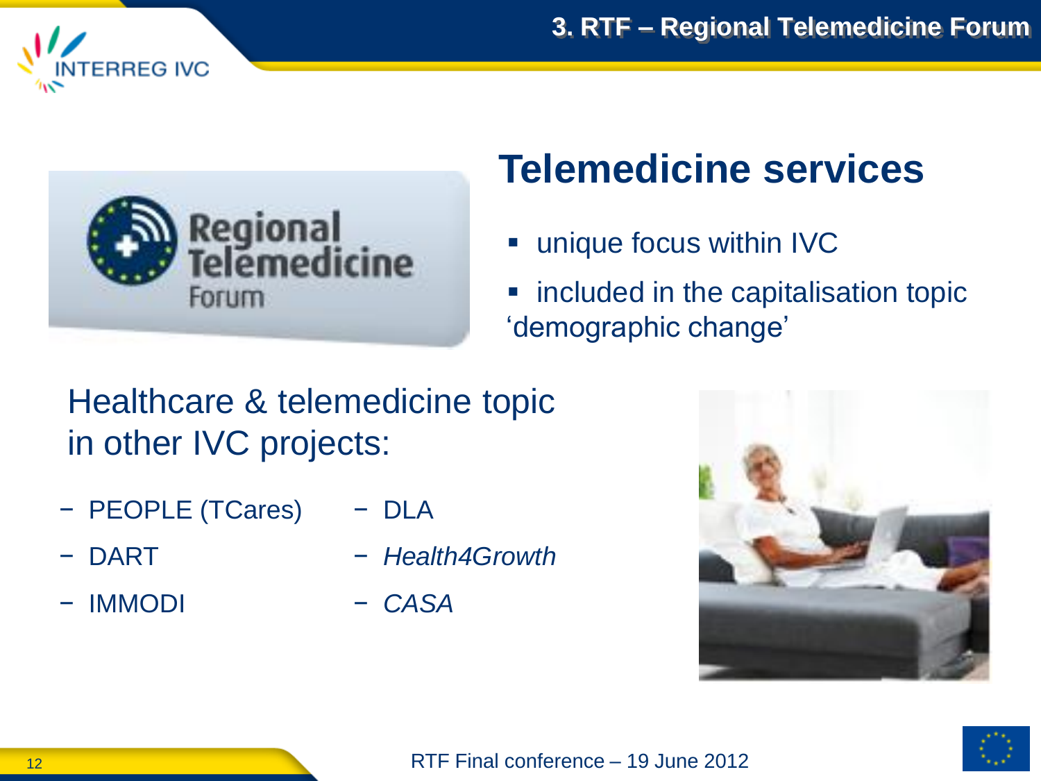# 3. RTF – Regional Telemedicine Forum

## Telemedicine services

- unique focus within IVC
- included in the capitalisation topic 'demographic change'

Healthcare & telemedicine topic in other IVC projects:

- PEOPLE (TCares)
- DART
- IMMODI
- DLA
- *Health4Growth*
- *CASA*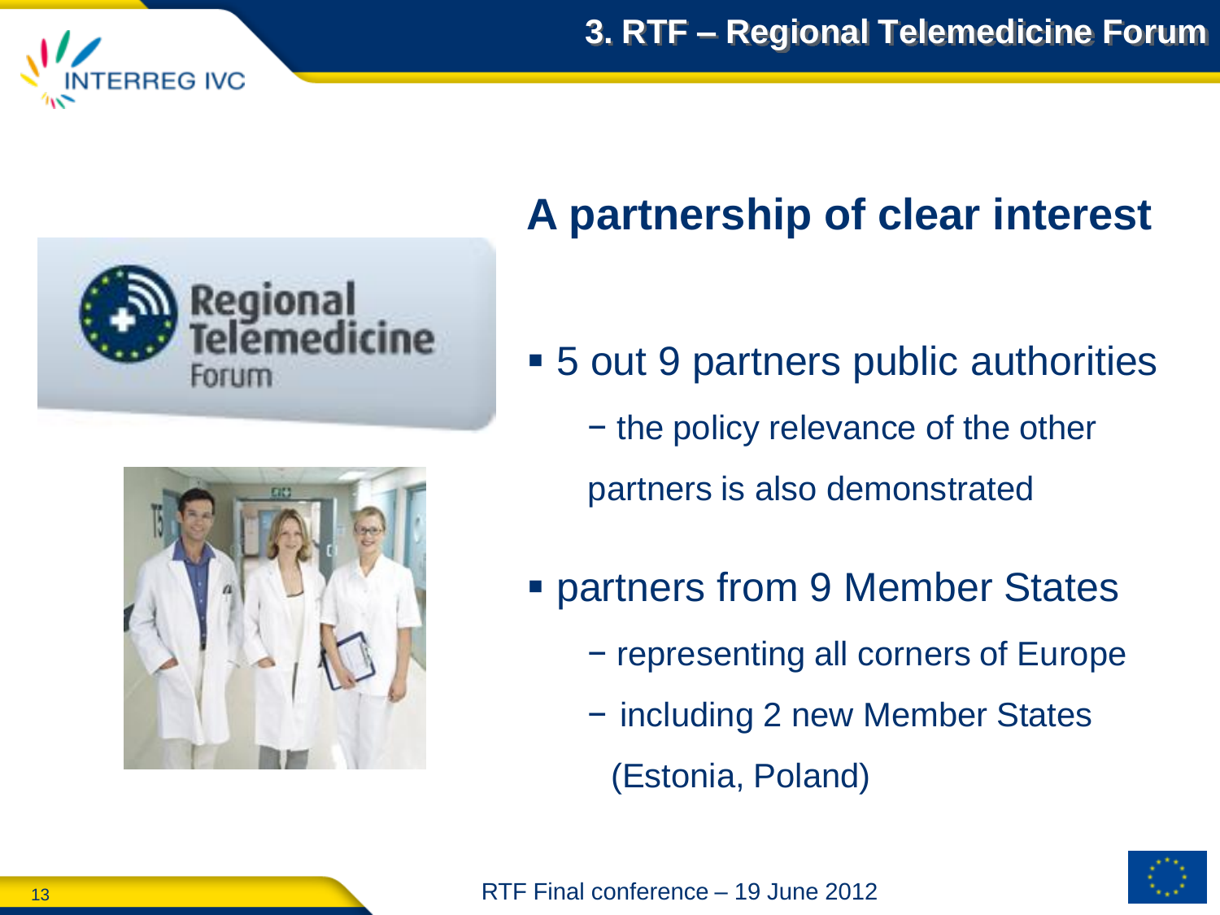# 3. RTF – Regional Telemedicine Forum

## A partnership of clear interest

- 5 out 9 partners public authorities
  - the policy relevance of the other partners is also demonstrated
- partners from 9 Member States
  - representing all corners of Europe
  - including 2 new Member States (Estonia, Poland)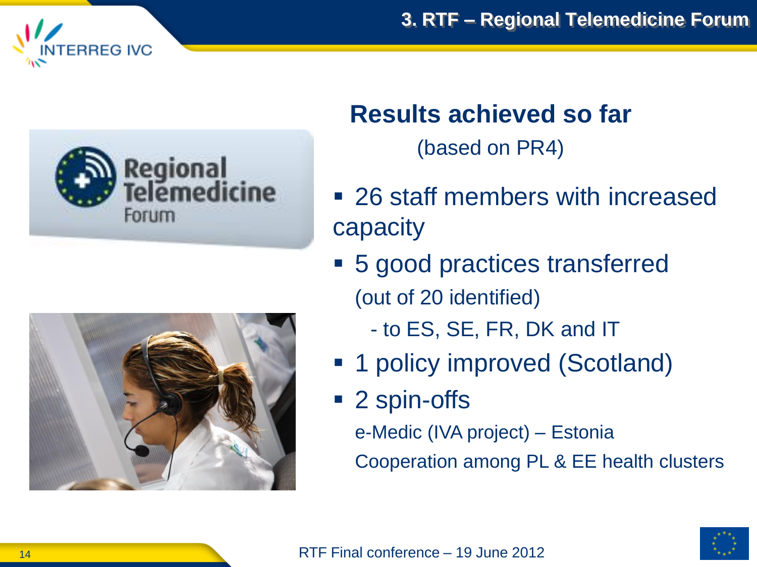# 3. RTF – Regional Telemedicine Forum

## Results achieved so far

(based on PR4)

- 26 staff members with increased capacity
- 5 good practices transferred
  (out of 20 identified)
  - to ES, SE, FR, DK and IT
- 1 policy improved (Scotland)
- 2 spin-offs
  e-Medic (IVA project) – Estonia
  Cooperation among PL & EE health clusters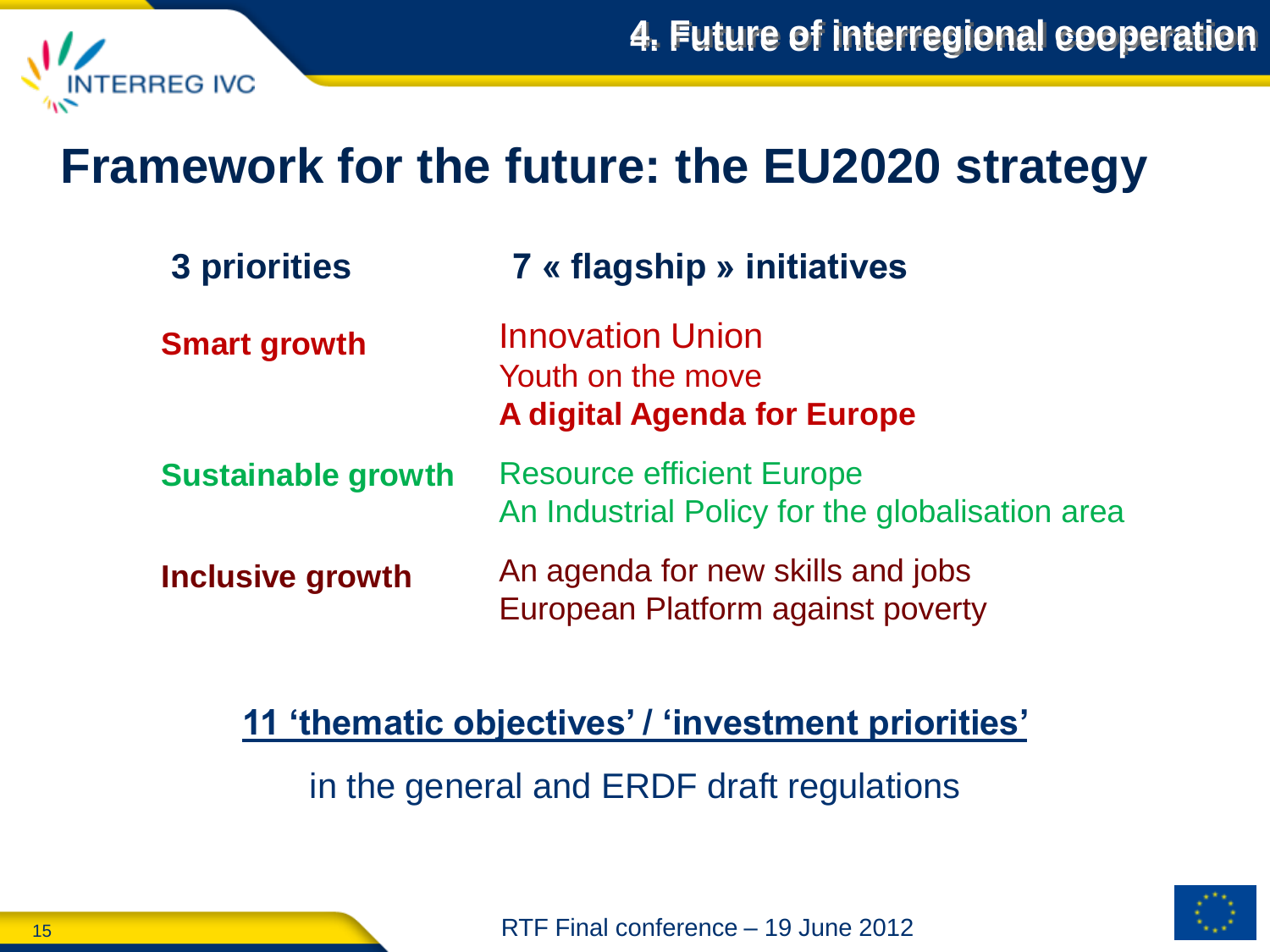# Framework for the future: the EU2020 strategy

| 3 priorities | 7 « flagship » initiatives |
| --- | --- |
| **Smart growth** | Innovation Union<br>Youth on the move<br>**A digital Agenda for Europe** |
| **Sustainable growth** | Resource efficient Europe<br>An Industrial Policy for the globalisation area |
| **Inclusive growth** | An agenda for new skills and jobs<br>European Platform against poverty |

**11 'thematic objectives' / 'investment priorities'**

in the general and ERDF draft regulations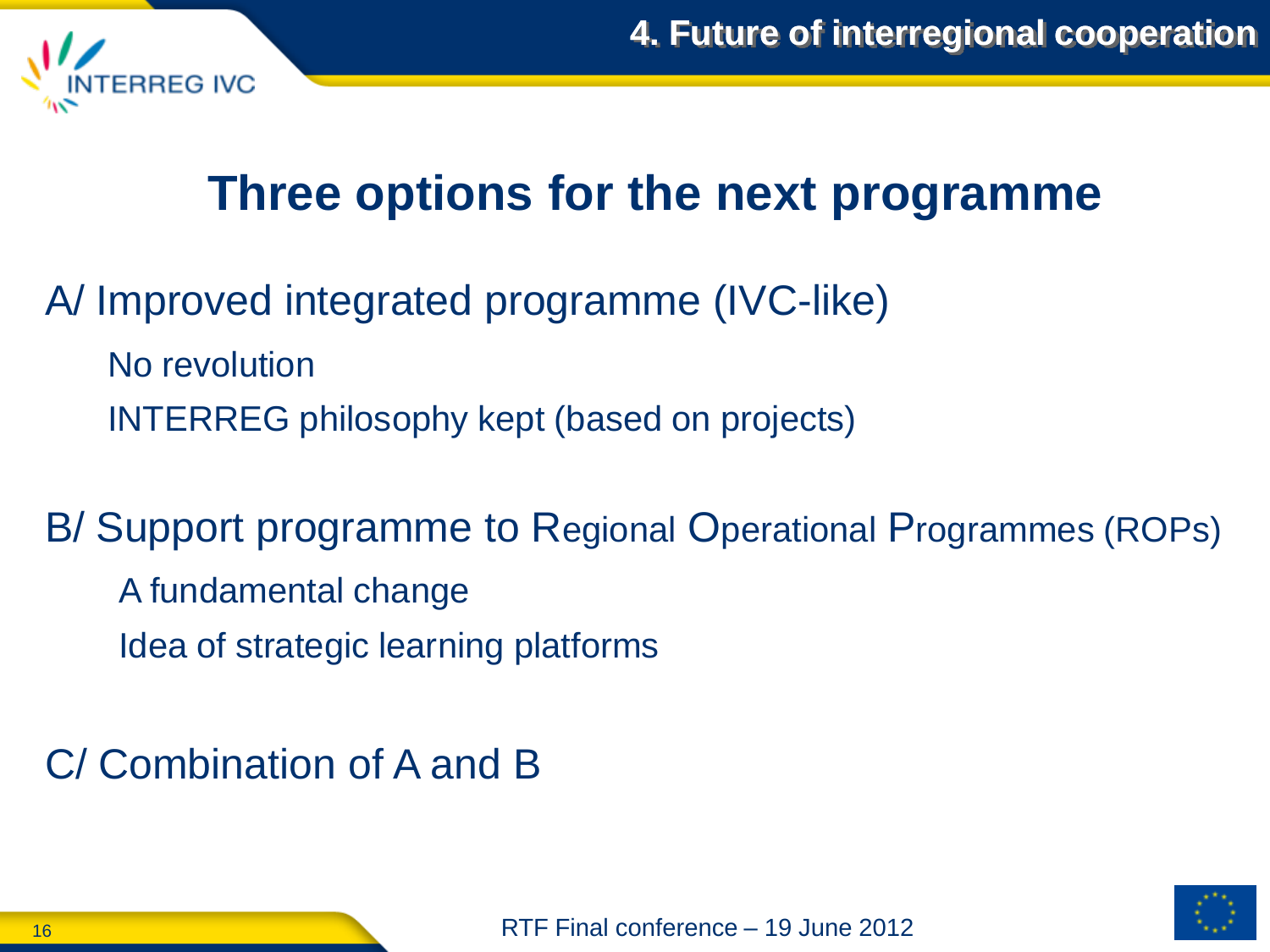# Three options for the next programme

A/ Improved integrated programme (IVC-like)

- No revolution
- INTERREG philosophy kept (based on projects)

B/ Support programme to Regional Operational Programmes (ROPs)

- A fundamental change
- Idea of strategic learning platforms

C/ Combination of A and B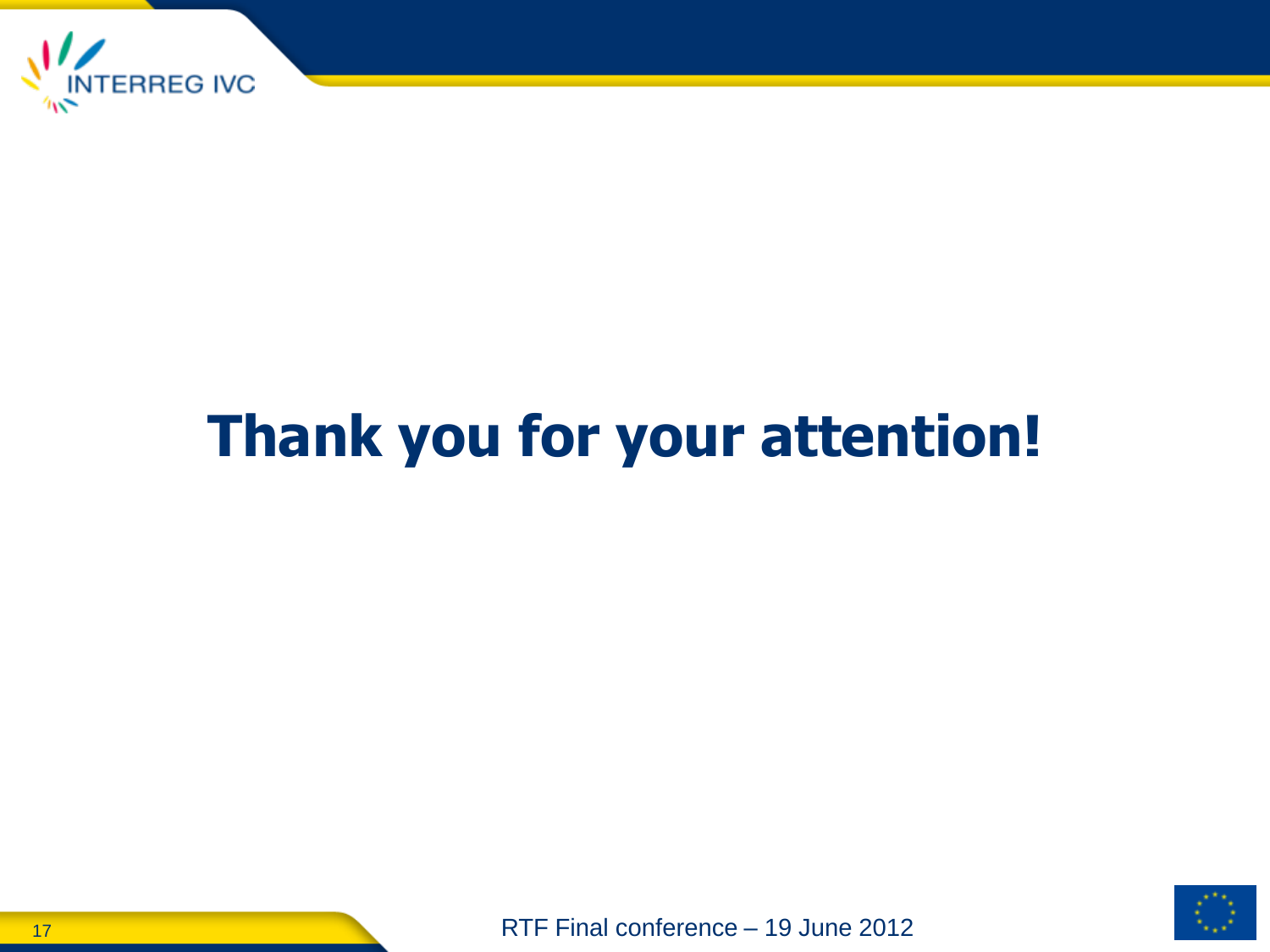# Thank you for your attention!